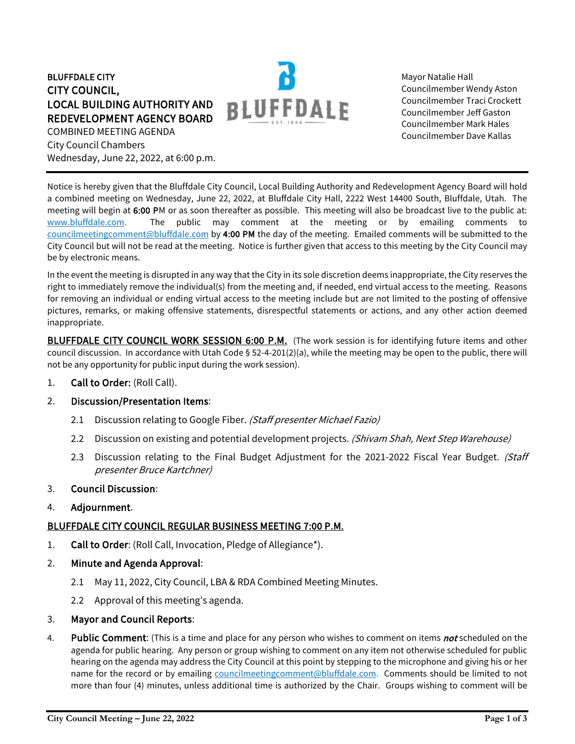**BLUFFDALE CITY**
**CITY COUNCIL,**
**LOCAL BUILDING AUTHORITY AND**
**REDEVELOPMENT AGENCY BOARD**
COMBINED MEETING AGENDA
City Council Chambers
Wednesday, June 22, 2022, at 6:00 p.m.

Mayor Natalie Hall
Councilmember Wendy Aston
Councilmember Traci Crockett
Councilmember Jeff Gaston
Councilmember Mark Hales
Councilmember Dave Kallas

---

Notice is hereby given that the Bluffdale City Council, Local Building Authority and Redevelopment Agency Board will hold a combined meeting on Wednesday, June 22, 2022, at Bluffdale City Hall, 2222 West 14400 South, Bluffdale, Utah. The meeting will begin at **6:00 P**M or as soon thereafter as possible. This meeting will also be broadcast live to the public at: www.bluffdale.com. The public may comment at the meeting or by emailing comments to councilmeetingcomment@bluffdale.com by **4:00 PM** the day of the meeting. Emailed comments will be submitted to the City Council but will not be read at the meeting. Notice is further given that access to this meeting by the City Council may be by electronic means.

In the event the meeting is disrupted in any way that the City in its sole discretion deems inappropriate, the City reserves the right to immediately remove the individual(s) from the meeting and, if needed, end virtual access to the meeting. Reasons for removing an individual or ending virtual access to the meeting include but are not limited to the posting of offensive pictures, remarks, or making offensive statements, disrespectful statements or actions, and any other action deemed inappropriate.

**BLUFFDALE CITY COUNCIL WORK SESSION 6:00 P.M.** (The work session is for identifying future items and other council discussion. In accordance with Utah Code § 52-4-201(2)(a), while the meeting may be open to the public, there will not be any opportunity for public input during the work session).

1. **Call to Order:** (Roll Call).
2. **Discussion/Presentation Items**:
   - 2.1 Discussion relating to Google Fiber. *(Staff presenter Michael Fazio)*
   - 2.2 Discussion on existing and potential development projects. *(Shivam Shah, Next Step Warehouse)*
   - 2.3 Discussion relating to the Final Budget Adjustment for the 2021-2022 Fiscal Year Budget. *(Staff presenter Bruce Kartchner)*
3. **Council Discussion**:
4. **Adjournment**.

**BLUFFDALE CITY COUNCIL REGULAR BUSINESS MEETING 7:00 P.M.**

1. **Call to Order**: (Roll Call, Invocation, Pledge of Allegiance*).
2. **Minute and Agenda Approval**:
   - 2.1 May 11, 2022, City Council, LBA & RDA Combined Meeting Minutes.
   - 2.2 Approval of this meeting's agenda.
3. **Mayor and Council Reports**:
4. **Public Comment**: (This is a time and place for any person who wishes to comment on items ***not*** scheduled on the agenda for public hearing. Any person or group wishing to comment on any item not otherwise scheduled for public hearing on the agenda may address the City Council at this point by stepping to the microphone and giving his or her name for the record or by emailing councilmeetingcomment@bluffdale.com. Comments should be limited to not more than four (4) minutes, unless additional time is authorized by the Chair. Groups wishing to comment will be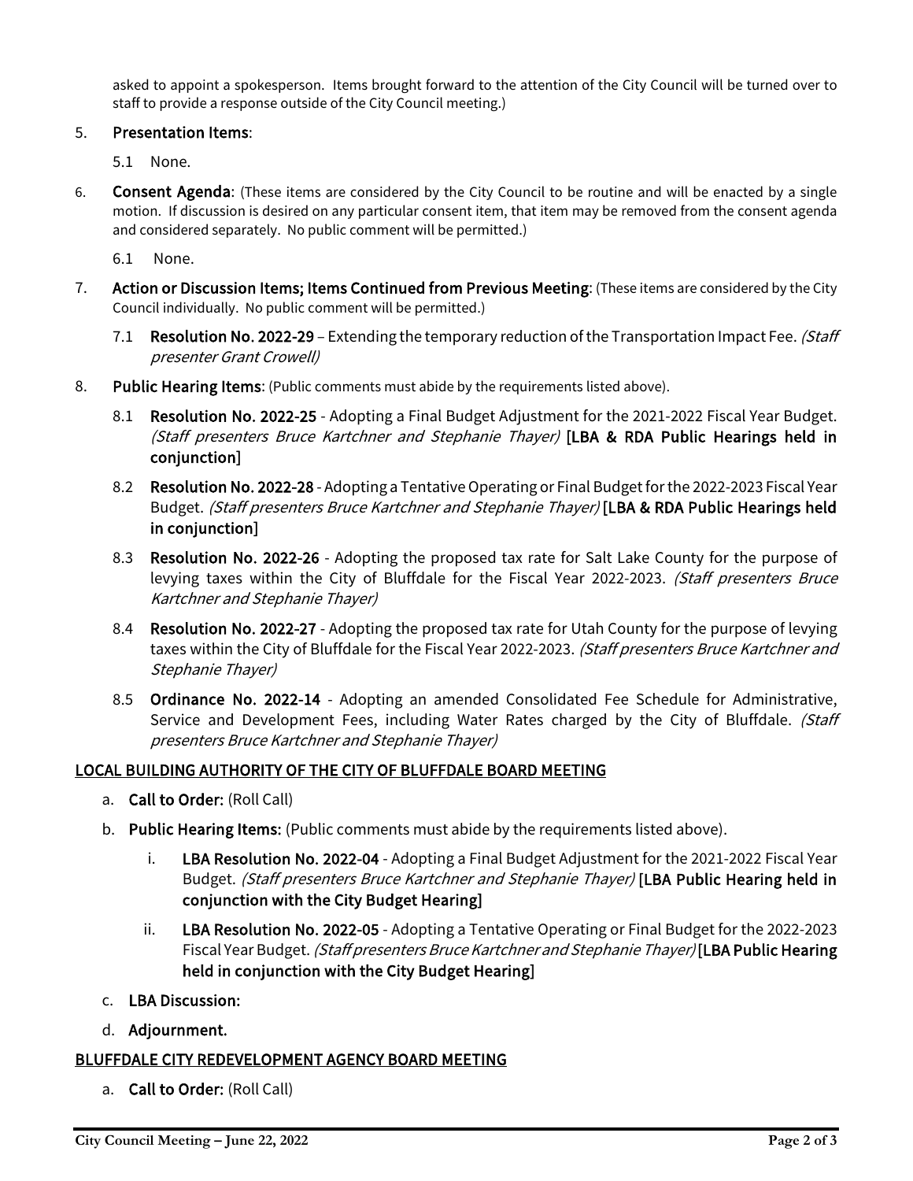asked to appoint a spokesperson. Items brought forward to the attention of the City Council will be turned over to staff to provide a response outside of the City Council meeting.)

5. **Presentation Items**:

   5.1 None.

6. **Consent Agenda**: (These items are considered by the City Council to be routine and will be enacted by a single motion. If discussion is desired on any particular consent item, that item may be removed from the consent agenda and considered separately. No public comment will be permitted.)

   6.1 None.

7. **Action or Discussion Items; Items Continued from Previous Meeting**: (These items are considered by the City Council individually. No public comment will be permitted.)

   7.1 **Resolution No. 2022-29** – Extending the temporary reduction of the Transportation Impact Fee. *(Staff presenter Grant Crowell)*

8. **Public Hearing Items**: (Public comments must abide by the requirements listed above).

   8.1 **Resolution No. 2022-25** - Adopting a Final Budget Adjustment for the 2021-2022 Fiscal Year Budget. *(Staff presenters Bruce Kartchner and Stephanie Thayer)* **[LBA & RDA Public Hearings held in conjunction]**

   8.2 **Resolution No. 2022-28** - Adopting a Tentative Operating or Final Budget for the 2022-2023 Fiscal Year Budget. *(Staff presenters Bruce Kartchner and Stephanie Thayer)* **[LBA & RDA Public Hearings held in conjunction]**

   8.3 **Resolution No. 2022-26** - Adopting the proposed tax rate for Salt Lake County for the purpose of levying taxes within the City of Bluffdale for the Fiscal Year 2022-2023. *(Staff presenters Bruce Kartchner and Stephanie Thayer)*

   8.4 **Resolution No. 2022-27** - Adopting the proposed tax rate for Utah County for the purpose of levying taxes within the City of Bluffdale for the Fiscal Year 2022-2023. *(Staff presenters Bruce Kartchner and Stephanie Thayer)*

   8.5 **Ordinance No. 2022-14** - Adopting an amended Consolidated Fee Schedule for Administrative, Service and Development Fees, including Water Rates charged by the City of Bluffdale. *(Staff presenters Bruce Kartchner and Stephanie Thayer)*

## LOCAL BUILDING AUTHORITY OF THE CITY OF BLUFFDALE BOARD MEETING

a. **Call to Order:** (Roll Call)

b. **Public Hearing Items:** (Public comments must abide by the requirements listed above).

   i. **LBA Resolution No. 2022-04** - Adopting a Final Budget Adjustment for the 2021-2022 Fiscal Year Budget. *(Staff presenters Bruce Kartchner and Stephanie Thayer)* **[LBA Public Hearing held in conjunction with the City Budget Hearing]**

   ii. **LBA Resolution No. 2022-05** - Adopting a Tentative Operating or Final Budget for the 2022-2023 Fiscal Year Budget. *(Staff presenters Bruce Kartchner and Stephanie Thayer)* **[LBA Public Hearing held in conjunction with the City Budget Hearing]**

c. **LBA Discussion:**

d. **Adjournment.**

## BLUFFDALE CITY REDEVELOPMENT AGENCY BOARD MEETING

a. **Call to Order:** (Roll Call)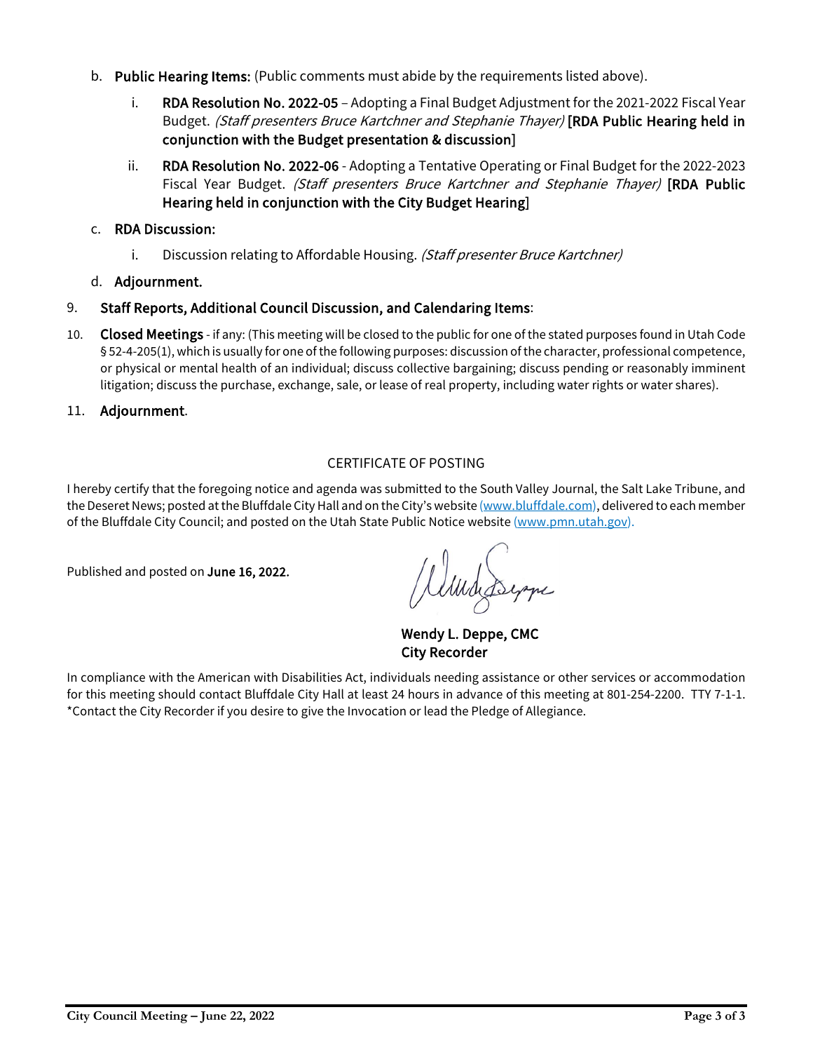b. **Public Hearing Items:** (Public comments must abide by the requirements listed above).

   i. **RDA Resolution No. 2022-05** – Adopting a Final Budget Adjustment for the 2021-2022 Fiscal Year Budget. *(Staff presenters Bruce Kartchner and Stephanie Thayer)* **[RDA Public Hearing held in conjunction with the Budget presentation & discussion]**

   ii. **RDA Resolution No. 2022-06** - Adopting a Tentative Operating or Final Budget for the 2022-2023 Fiscal Year Budget. *(Staff presenters Bruce Kartchner and Stephanie Thayer)* **[RDA Public Hearing held in conjunction with the City Budget Hearing]**

c. **RDA Discussion:**

   i. Discussion relating to Affordable Housing. *(Staff presenter Bruce Kartchner)*

d. **Adjournment.**

9. **Staff Reports, Additional Council Discussion, and Calendaring Items**:

10. **Closed Meetings** - if any: (This meeting will be closed to the public for one of the stated purposes found in Utah Code § 52-4-205(1), which is usually for one of the following purposes: discussion of the character, professional competence, or physical or mental health of an individual; discuss collective bargaining; discuss pending or reasonably imminent litigation; discuss the purchase, exchange, sale, or lease of real property, including water rights or water shares).

11. **Adjournment**.

CERTIFICATE OF POSTING

I hereby certify that the foregoing notice and agenda was submitted to the South Valley Journal, the Salt Lake Tribune, and the Deseret News; posted at the Bluffdale City Hall and on the City's website (www.bluffdale.com), delivered to each member of the Bluffdale City Council; and posted on the Utah State Public Notice website (www.pmn.utah.gov).

Published and posted on **June 16, 2022.**

**Wendy L. Deppe, CMC**
**City Recorder**

In compliance with the American with Disabilities Act, individuals needing assistance or other services or accommodation for this meeting should contact Bluffdale City Hall at least 24 hours in advance of this meeting at 801-254-2200. TTY 7-1-1.
*Contact the City Recorder if you desire to give the Invocation or lead the Pledge of Allegiance.